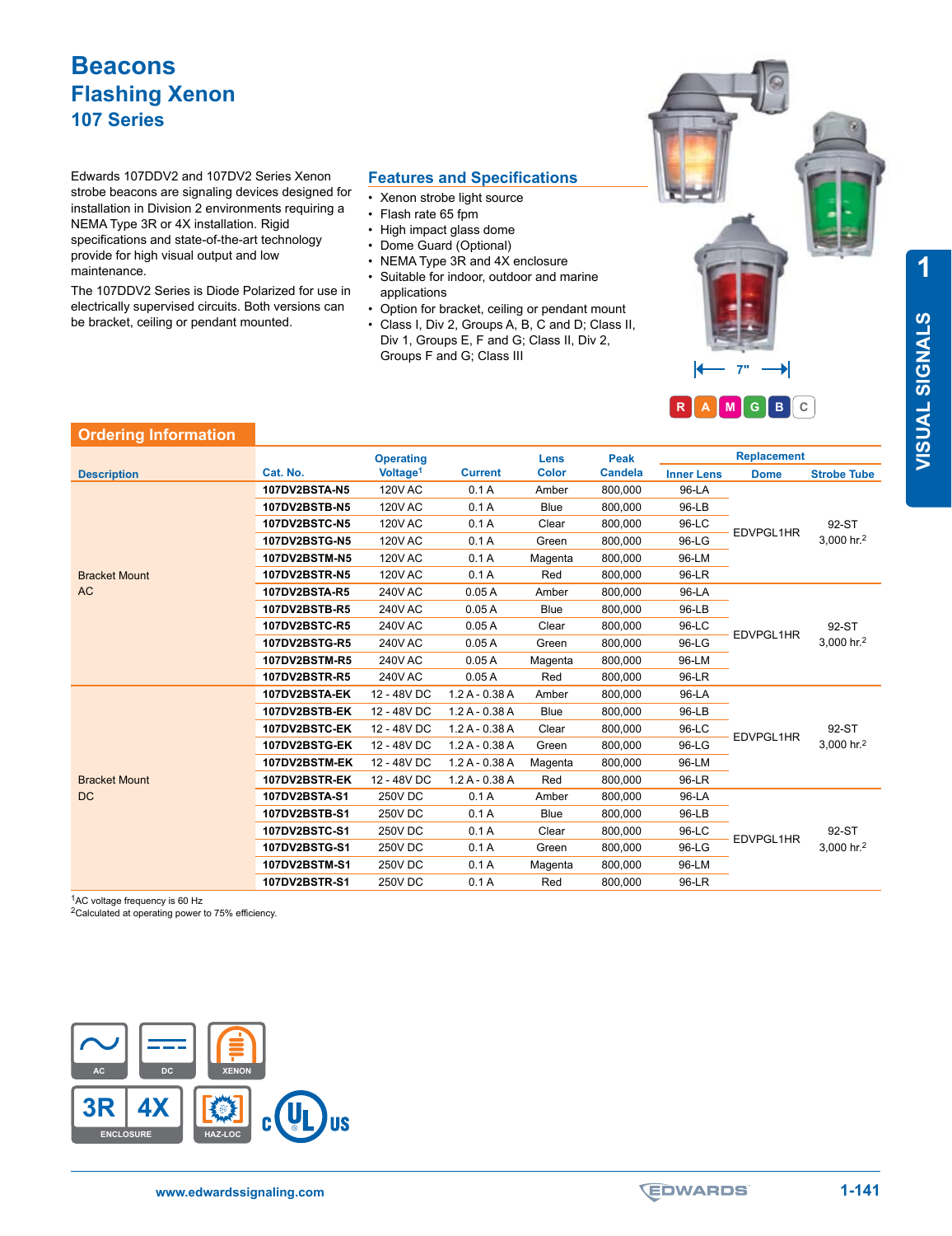# Beacons

## Flashing Xenon

### 107 Series

Edwards 107DDV2 and 107DV2 Series Xenon strobe beacons are signaling devices designed for installation in Division 2 environments requiring a NEMA Type 3R or 4X installation. Rigid specifications and state-of-the-art technology provide for high visual output and low maintenance.

The 107DDV2 Series is Diode Polarized for use in electrically supervised circuits. Both versions can be bracket, ceiling or pendant mounted.

## Features and Specifications

- Xenon strobe light source
- Flash rate 65 fpm
- High impact glass dome
- Dome Guard (Optional)
- NEMA Type 3R and 4X enclosure
- Suitable for indoor, outdoor and marine applications
- Option for bracket, ceiling or pendant mount
- Class I, Div 2, Groups A, B, C and D; Class II, Div 1, Groups E, F and G; Class II, Div 2, Groups F and G; Class III

7"

R A M G B C

## Ordering Information

| Description | Cat. No. | Operating Voltage[1] | Current | Lens Color | Peak Candela | Replacement | | |
|---|---|---|---|---|---|---|---|---|
| | | | | | | Inner Lens | Dome | Strobe Tube |
| Bracket Mount AC | 107DV2BSTA-N5 | 120V AC | 0.1 A | Amber | 800,000 | 96-LA | EDVPGL1HR | 92-ST 3,000 hr.[2] |
| | 107DV2BSTB-N5 | 120V AC | 0.1 A | Blue | 800,000 | 96-LB | | |
| | 107DV2BSTC-N5 | 120V AC | 0.1 A | Clear | 800,000 | 96-LC | | |
| | 107DV2BSTG-N5 | 120V AC | 0.1 A | Green | 800,000 | 96-LG | | |
| | 107DV2BSTM-N5 | 120V AC | 0.1 A | Magenta | 800,000 | 96-LM | | |
| | 107DV2BSTR-N5 | 120V AC | 0.1 A | Red | 800,000 | 96-LR | | |
| | 107DV2BSTA-R5 | 240V AC | 0.05 A | Amber | 800,000 | 96-LA | EDVPGL1HR | 92-ST 3,000 hr.[2] |
| | 107DV2BSTB-R5 | 240V AC | 0.05 A | Blue | 800,000 | 96-LB | | |
| | 107DV2BSTC-R5 | 240V AC | 0.05 A | Clear | 800,000 | 96-LC | | |
| | 107DV2BSTG-R5 | 240V AC | 0.05 A | Green | 800,000 | 96-LG | | |
| | 107DV2BSTM-R5 | 240V AC | 0.05 A | Magenta | 800,000 | 96-LM | | |
| | 107DV2BSTR-R5 | 240V AC | 0.05 A | Red | 800,000 | 96-LR | | |
| Bracket Mount DC | 107DV2BSTA-EK | 12 - 48V DC | 1.2 A - 0.38 A | Amber | 800,000 | 96-LA | EDVPGL1HR | 92-ST 3,000 hr.[2] |
| | 107DV2BSTB-EK | 12 - 48V DC | 1.2 A - 0.38 A | Blue | 800,000 | 96-LB | | |
| | 107DV2BSTC-EK | 12 - 48V DC | 1.2 A - 0.38 A | Clear | 800,000 | 96-LC | | |
| | 107DV2BSTG-EK | 12 - 48V DC | 1.2 A - 0.38 A | Green | 800,000 | 96-LG | | |
| | 107DV2BSTM-EK | 12 - 48V DC | 1.2 A - 0.38 A | Magenta | 800,000 | 96-LM | | |
| | 107DV2BSTR-EK | 12 - 48V DC | 1.2 A - 0.38 A | Red | 800,000 | 96-LR | | |
| | 107DV2BSTA-S1 | 250V DC | 0.1 A | Amber | 800,000 | 96-LA | EDVPGL1HR | 92-ST 3,000 hr.[2] |
| | 107DV2BSTB-S1 | 250V DC | 0.1 A | Blue | 800,000 | 96-LB | | |
| | 107DV2BSTC-S1 | 250V DC | 0.1 A | Clear | 800,000 | 96-LC | | |
| | 107DV2BSTG-S1 | 250V DC | 0.1 A | Green | 800,000 | 96-LG | | |
| | 107DV2BSTM-S1 | 250V DC | 0.1 A | Magenta | 800,000 | 96-LM | | |
| | 107DV2BSTR-S1 | 250V DC | 0.1 A | Red | 800,000 | 96-LR | | |

[1]AC voltage frequency is 60 Hz
[2]Calculated at operating power to 75% efficiency.

AC DC XENON

3R 4X ENCLOSURE HAZ-LOC c UL us

www.edwardssignaling.com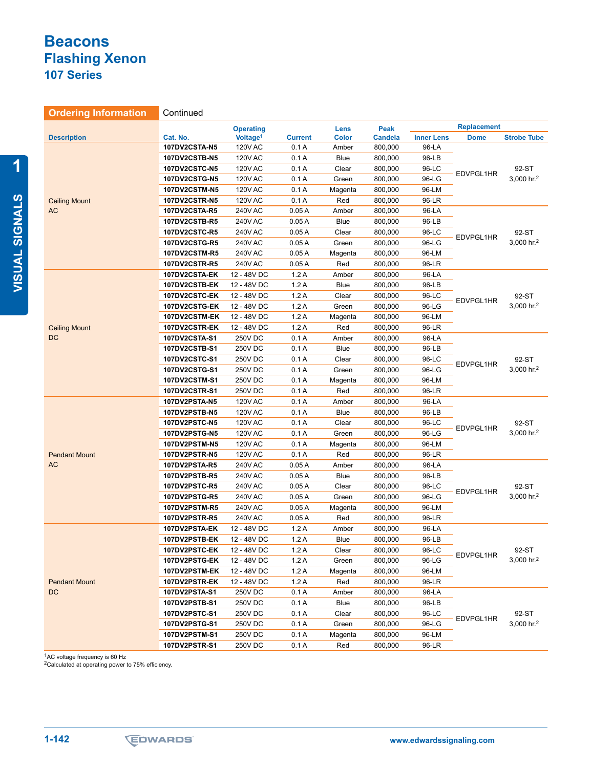# Beacons
## Flashing Xenon
### 107 Series

**Ordering Information** Continued

| Description | Cat. No. | Operating Voltage[1] | Current | Lens Color | Peak Candela | Replacement Inner Lens | Replacement Dome | Replacement Strobe Tube |
|---|---|---|---|---|---|---|---|---|
| Ceiling Mount AC | **107DV2CSTA-N5** | 120V AC | 0.1 A | Amber | 800,000 | 96-LA | EDVPGL1HR | 92-ST 3,000 hr.[2] |
| | **107DV2CSTB-N5** | 120V AC | 0.1 A | Blue | 800,000 | 96-LB | | |
| | **107DV2CSTC-N5** | 120V AC | 0.1 A | Clear | 800,000 | 96-LC | | |
| | **107DV2CSTG-N5** | 120V AC | 0.1 A | Green | 800,000 | 96-LG | | |
| | **107DV2CSTM-N5** | 120V AC | 0.1 A | Magenta | 800,000 | 96-LM | | |
| | **107DV2CSTR-N5** | 120V AC | 0.1 A | Red | 800,000 | 96-LR | | |
| | **107DV2CSTA-R5** | 240V AC | 0.05 A | Amber | 800,000 | 96-LA | EDVPGL1HR | 92-ST 3,000 hr.[2] |
| | **107DV2CSTB-R5** | 240V AC | 0.05 A | Blue | 800,000 | 96-LB | | |
| | **107DV2CSTC-R5** | 240V AC | 0.05 A | Clear | 800,000 | 96-LC | | |
| | **107DV2CSTG-R5** | 240V AC | 0.05 A | Green | 800,000 | 96-LG | | |
| | **107DV2CSTM-R5** | 240V AC | 0.05 A | Magenta | 800,000 | 96-LM | | |
| | **107DV2CSTR-R5** | 240V AC | 0.05 A | Red | 800,000 | 96-LR | | |
| Ceiling Mount DC | **107DV2CSTA-EK** | 12 - 48V DC | 1.2 A | Amber | 800,000 | 96-LA | EDVPGL1HR | 92-ST 3,000 hr.[2] |
| | **107DV2CSTB-EK** | 12 - 48V DC | 1.2 A | Blue | 800,000 | 96-LB | | |
| | **107DV2CSTC-EK** | 12 - 48V DC | 1.2 A | Clear | 800,000 | 96-LC | | |
| | **107DV2CSTG-EK** | 12 - 48V DC | 1.2 A | Green | 800,000 | 96-LG | | |
| | **107DV2CSTM-EK** | 12 - 48V DC | 1.2 A | Magenta | 800,000 | 96-LM | | |
| | **107DV2CSTR-EK** | 12 - 48V DC | 1.2 A | Red | 800,000 | 96-LR | | |
| | **107DV2CSTA-S1** | 250V DC | 0.1 A | Amber | 800,000 | 96-LA | EDVPGL1HR | 92-ST 3,000 hr.[2] |
| | **107DV2CSTB-S1** | 250V DC | 0.1 A | Blue | 800,000 | 96-LB | | |
| | **107DV2CSTC-S1** | 250V DC | 0.1 A | Clear | 800,000 | 96-LC | | |
| | **107DV2CSTG-S1** | 250V DC | 0.1 A | Green | 800,000 | 96-LG | | |
| | **107DV2CSTM-S1** | 250V DC | 0.1 A | Magenta | 800,000 | 96-LM | | |
| | **107DV2CSTR-S1** | 250V DC | 0.1 A | Red | 800,000 | 96-LR | | |
| Pendant Mount AC | **107DV2PSTA-N5** | 120V AC | 0.1 A | Amber | 800,000 | 96-LA | EDVPGL1HR | 92-ST 3,000 hr.[2] |
| | **107DV2PSTB-N5** | 120V AC | 0.1 A | Blue | 800,000 | 96-LB | | |
| | **107DV2PSTC-N5** | 120V AC | 0.1 A | Clear | 800,000 | 96-LC | | |
| | **107DV2PSTG-N5** | 120V AC | 0.1 A | Green | 800,000 | 96-LG | | |
| | **107DV2PSTM-N5** | 120V AC | 0.1 A | Magenta | 800,000 | 96-LM | | |
| | **107DV2PSTR-N5** | 120V AC | 0.1 A | Red | 800,000 | 96-LR | | |
| | **107DV2PSTA-R5** | 240V AC | 0.05 A | Amber | 800,000 | 96-LA | EDVPGL1HR | 92-ST 3,000 hr.[2] |
| | **107DV2PSTB-R5** | 240V AC | 0.05 A | Blue | 800,000 | 96-LB | | |
| | **107DV2PSTC-R5** | 240V AC | 0.05 A | Clear | 800,000 | 96-LC | | |
| | **107DV2PSTG-R5** | 240V AC | 0.05 A | Green | 800,000 | 96-LG | | |
| | **107DV2PSTM-R5** | 240V AC | 0.05 A | Magenta | 800,000 | 96-LM | | |
| | **107DV2PSTR-R5** | 240V AC | 0.05 A | Red | 800,000 | 96-LR | | |
| Pendant Mount DC | **107DV2PSTA-EK** | 12 - 48V DC | 1.2 A | Amber | 800,000 | 96-LA | EDVPGL1HR | 92-ST 3,000 hr.[2] |
| | **107DV2PSTB-EK** | 12 - 48V DC | 1.2 A | Blue | 800,000 | 96-LB | | |
| | **107DV2PSTC-EK** | 12 - 48V DC | 1.2 A | Clear | 800,000 | 96-LC | | |
| | **107DV2PSTG-EK** | 12 - 48V DC | 1.2 A | Green | 800,000 | 96-LG | | |
| | **107DV2PSTM-EK** | 12 - 48V DC | 1.2 A | Magenta | 800,000 | 96-LM | | |
| | **107DV2PSTR-EK** | 12 - 48V DC | 1.2 A | Red | 800,000 | 96-LR | | |
| | **107DV2PSTA-S1** | 250V DC | 0.1 A | Amber | 800,000 | 96-LA | EDVPGL1HR | 92-ST 3,000 hr.[2] |
| | **107DV2PSTB-S1** | 250V DC | 0.1 A | Blue | 800,000 | 96-LB | | |
| | **107DV2PSTC-S1** | 250V DC | 0.1 A | Clear | 800,000 | 96-LC | | |
| | **107DV2PSTG-S1** | 250V DC | 0.1 A | Green | 800,000 | 96-LG | | |
| | **107DV2PSTM-S1** | 250V DC | 0.1 A | Magenta | 800,000 | 96-LM | | |
| | **107DV2PSTR-S1** | 250V DC | 0.1 A | Red | 800,000 | 96-LR | | |

[1]AC voltage frequency is 60 Hz
[2]Calculated at operating power to 75% efficiency.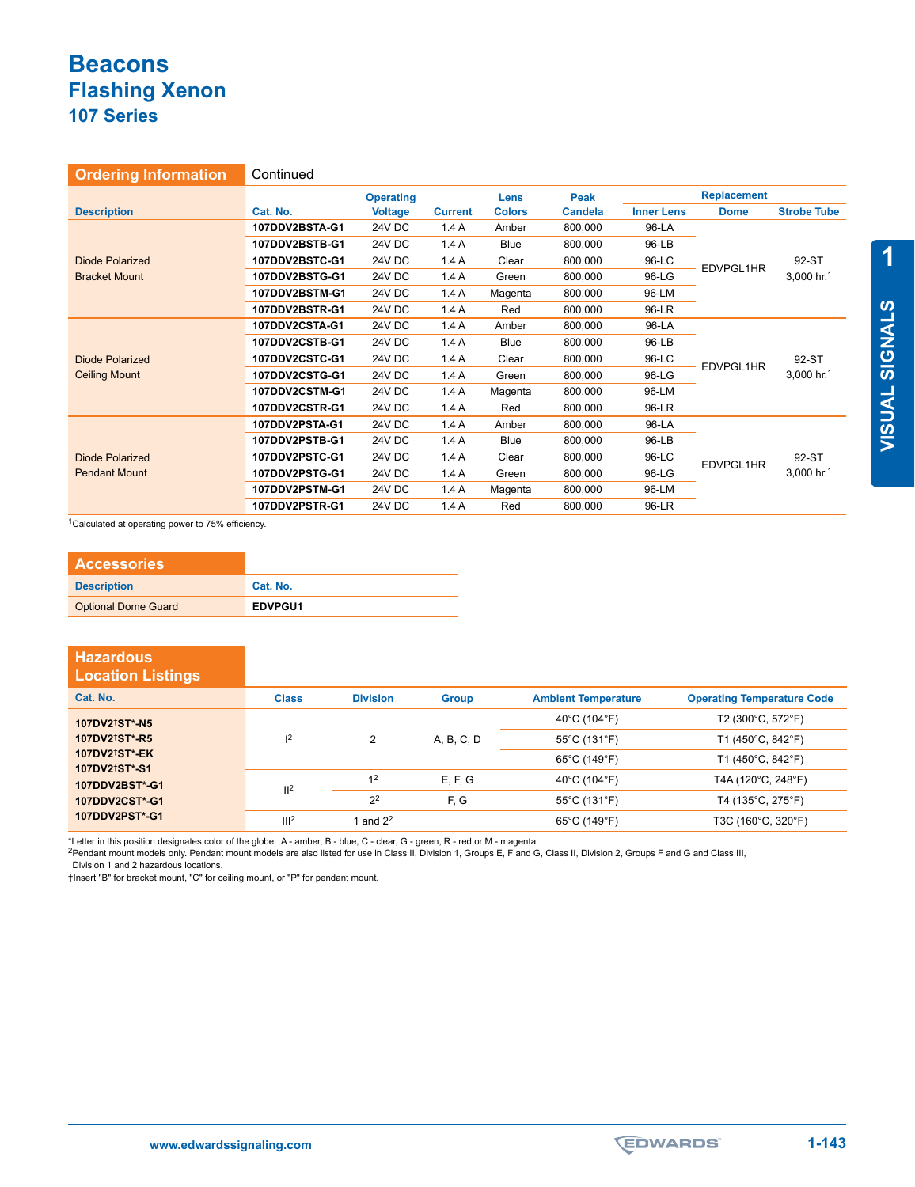# Beacons

## Flashing Xenon

### 107 Series

## Ordering Information Continued

| Description | Cat. No. | Operating Voltage | Current | Lens Colors | Peak Candela | Replacement Inner Lens | Replacement Dome | Replacement Strobe Tube |
|---|---|---|---|---|---|---|---|---|
| Diode Polarized Bracket Mount | **107DDV2BSTA-G1** | 24V DC | 1.4 A | Amber | 800,000 | 96-LA | EDVPGL1HR | 92-ST 3,000 hr.[1] |
| | **107DDV2BSTB-G1** | 24V DC | 1.4 A | Blue | 800,000 | 96-LB | | |
| | **107DDV2BSTC-G1** | 24V DC | 1.4 A | Clear | 800,000 | 96-LC | | |
| | **107DDV2BSTG-G1** | 24V DC | 1.4 A | Green | 800,000 | 96-LG | | |
| | **107DDV2BSTM-G1** | 24V DC | 1.4 A | Magenta | 800,000 | 96-LM | | |
| | **107DDV2BSTR-G1** | 24V DC | 1.4 A | Red | 800,000 | 96-LR | | |
| Diode Polarized Ceiling Mount | **107DDV2CSTA-G1** | 24V DC | 1.4 A | Amber | 800,000 | 96-LA | EDVPGL1HR | 92-ST 3,000 hr.[1] |
| | **107DDV2CSTB-G1** | 24V DC | 1.4 A | Blue | 800,000 | 96-LB | | |
| | **107DDV2CSTC-G1** | 24V DC | 1.4 A | Clear | 800,000 | 96-LC | | |
| | **107DDV2CSTG-G1** | 24V DC | 1.4 A | Green | 800,000 | 96-LG | | |
| | **107DDV2CSTM-G1** | 24V DC | 1.4 A | Magenta | 800,000 | 96-LM | | |
| | **107DDV2CSTR-G1** | 24V DC | 1.4 A | Red | 800,000 | 96-LR | | |
| Diode Polarized Pendant Mount | **107DDV2PSTA-G1** | 24V DC | 1.4 A | Amber | 800,000 | 96-LA | EDVPGL1HR | 92-ST 3,000 hr.[1] |
| | **107DDV2PSTB-G1** | 24V DC | 1.4 A | Blue | 800,000 | 96-LB | | |
| | **107DDV2PSTC-G1** | 24V DC | 1.4 A | Clear | 800,000 | 96-LC | | |
| | **107DDV2PSTG-G1** | 24V DC | 1.4 A | Green | 800,000 | 96-LG | | |
| | **107DDV2PSTM-G1** | 24V DC | 1.4 A | Magenta | 800,000 | 96-LM | | |
| | **107DDV2PSTR-G1** | 24V DC | 1.4 A | Red | 800,000 | 96-LR | | |

[1]Calculated at operating power to 75% efficiency.

## Accessories

| Description | Cat. No. |
|---|---|
| Optional Dome Guard | **EDVPGU1** |

## Hazardous Location Listings

| Cat. No. | Class | Division | Group | Ambient Temperature | Operating Temperature Code |
|---|---|---|---|---|---|
| **107DV2†ST*-N5** **107DV2†ST*-R5** **107DV2†ST*-EK** **107DV2†ST*-S1** **107DDV2BST*-G1** **107DDV2CST*-G1** **107DDV2PST*-G1** | I[2] | 2 | A, B, C, D | 40°C (104°F) | T2 (300°C, 572°F) |
| | | | | 55°C (131°F) | T1 (450°C, 842°F) |
| | | | | 65°C (149°F) | T1 (450°C, 842°F) |
| | II[2] | 1[2] | E, F, G | 40°C (104°F) | T4A (120°C, 248°F) |
| | | 2[2] | F, G | 55°C (131°F) | T4 (135°C, 275°F) |
| | III[2] | 1 and 2[2] | | 65°C (149°F) | T3C (160°C, 320°F) |

*Letter in this position designates color of the globe: A - amber, B - blue, C - clear, G - green, R - red or M - magenta.

[2]Pendant mount models only. Pendant mount models are also listed for use in Class II, Division 1, Groups E, F and G, Class II, Division 2, Groups F and G and Class III, Division 1 and 2 hazardous locations.

†Insert "B" for bracket mount, "C" for ceiling mount, or "P" for pendant mount.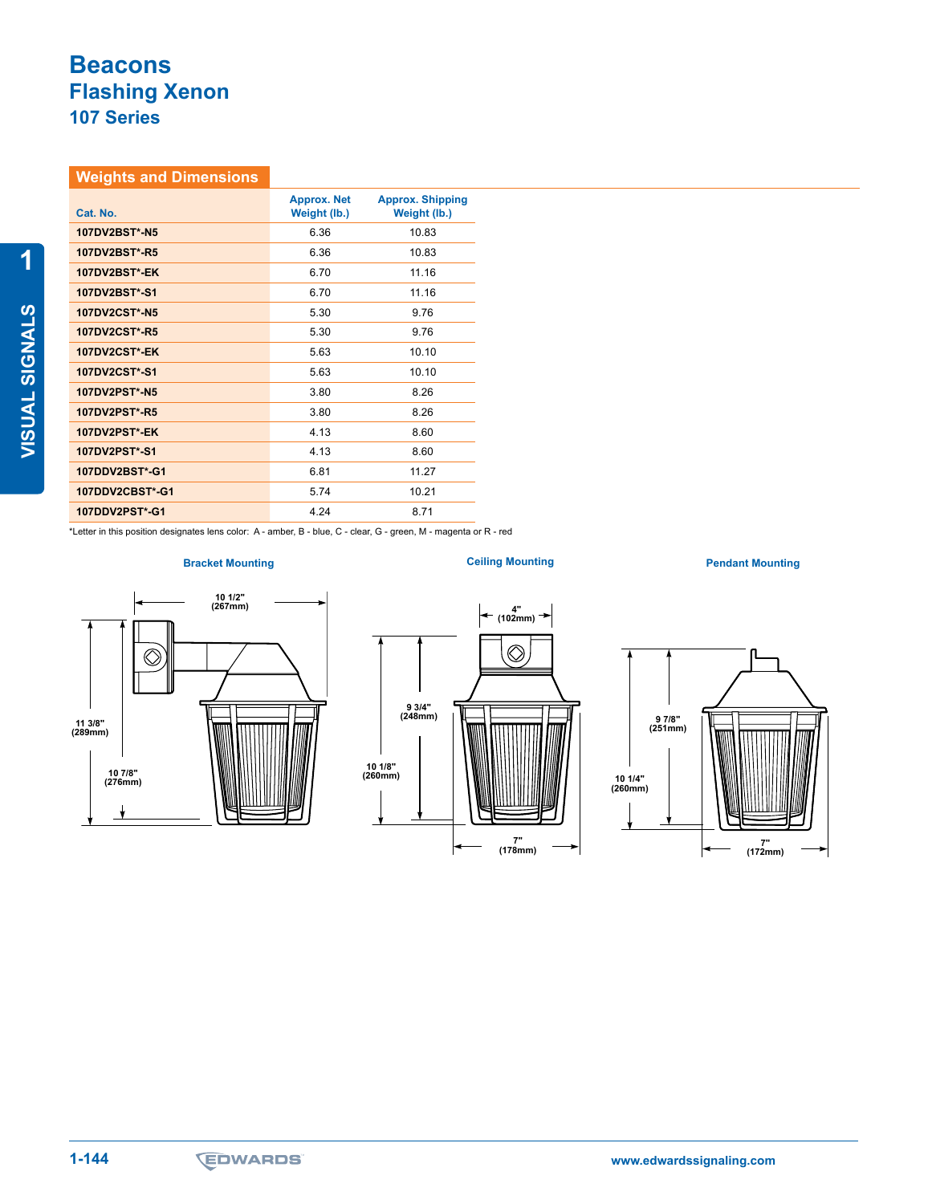# Beacons
## Flashing Xenon
### 107 Series

## Weights and Dimensions

| Cat. No. | Approx. Net Weight (lb.) | Approx. Shipping Weight (lb.) |
|---|---|---|
| 107DV2BST*-N5 | 6.36 | 10.83 |
| 107DV2BST*-R5 | 6.36 | 10.83 |
| 107DV2BST*-EK | 6.70 | 11.16 |
| 107DV2BST*-S1 | 6.70 | 11.16 |
| 107DV2CST*-N5 | 5.30 | 9.76 |
| 107DV2CST*-R5 | 5.30 | 9.76 |
| 107DV2CST*-EK | 5.63 | 10.10 |
| 107DV2CST*-S1 | 5.63 | 10.10 |
| 107DV2PST*-N5 | 3.80 | 8.26 |
| 107DV2PST*-R5 | 3.80 | 8.26 |
| 107DV2PST*-EK | 4.13 | 8.60 |
| 107DV2PST*-S1 | 4.13 | 8.60 |
| 107DDV2BST*-G1 | 6.81 | 11.27 |
| 107DDV2CBST*-G1 | 5.74 | 10.21 |
| 107DDV2PST*-G1 | 4.24 | 8.71 |

*Letter in this position designates lens color: A - amber, B - blue, C - clear, G - green, M - magenta or R - red

**Bracket Mounting**

10 1/2" (267mm)
11 3/8" (289mm)
10 7/8" (276mm)

**Ceiling Mounting**

4" (102mm)
9 3/4" (248mm)
10 1/8" (260mm)
7" (178mm)

**Pendant Mounting**

9 7/8" (251mm)
10 1/4" (260mm)
7" (172mm)